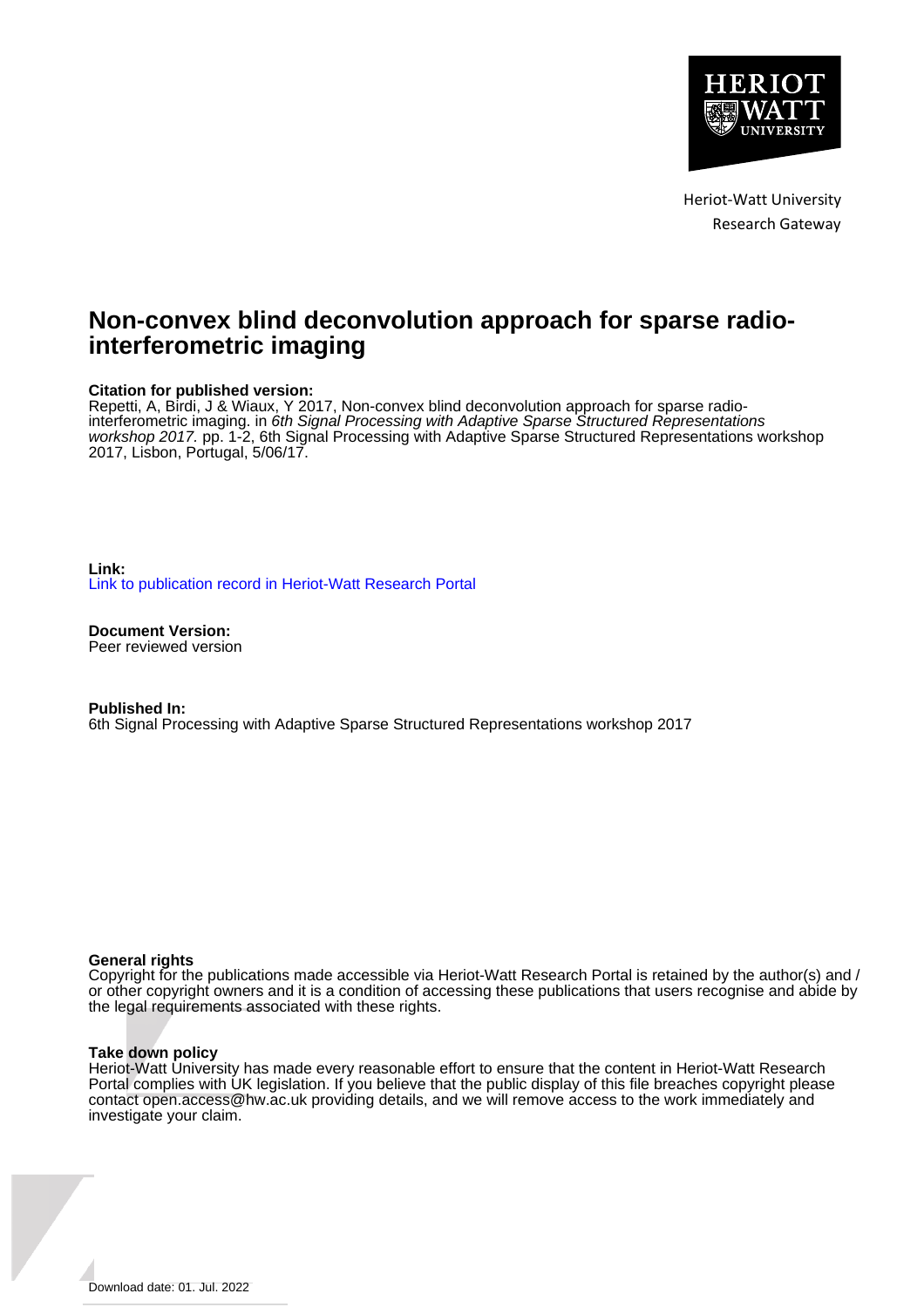Heriot-Watt University
Research Gateway

# Non-convex blind deconvolution approach for sparse radio-interferometric imaging

**Citation for published version:**
Repetti, A, Birdi, J & Wiaux, Y 2017, Non-convex blind deconvolution approach for sparse radio-interferometric imaging. in *6th Signal Processing with Adaptive Sparse Structured Representations workshop 2017.* pp. 1-2, 6th Signal Processing with Adaptive Sparse Structured Representations workshop 2017, Lisbon, Portugal, 5/06/17.

**Link:**
Link to publication record in Heriot-Watt Research Portal

**Document Version:**
Peer reviewed version

**Published In:**
6th Signal Processing with Adaptive Sparse Structured Representations workshop 2017

**General rights**
Copyright for the publications made accessible via Heriot-Watt Research Portal is retained by the author(s) and / or other copyright owners and it is a condition of accessing these publications that users recognise and abide by the legal requirements associated with these rights.

**Take down policy**
Heriot-Watt University has made every reasonable effort to ensure that the content in Heriot-Watt Research Portal complies with UK legislation. If you believe that the public display of this file breaches copyright please contact open.access@hw.ac.uk providing details, and we will remove access to the work immediately and investigate your claim.

Download date: 01. Jul. 2022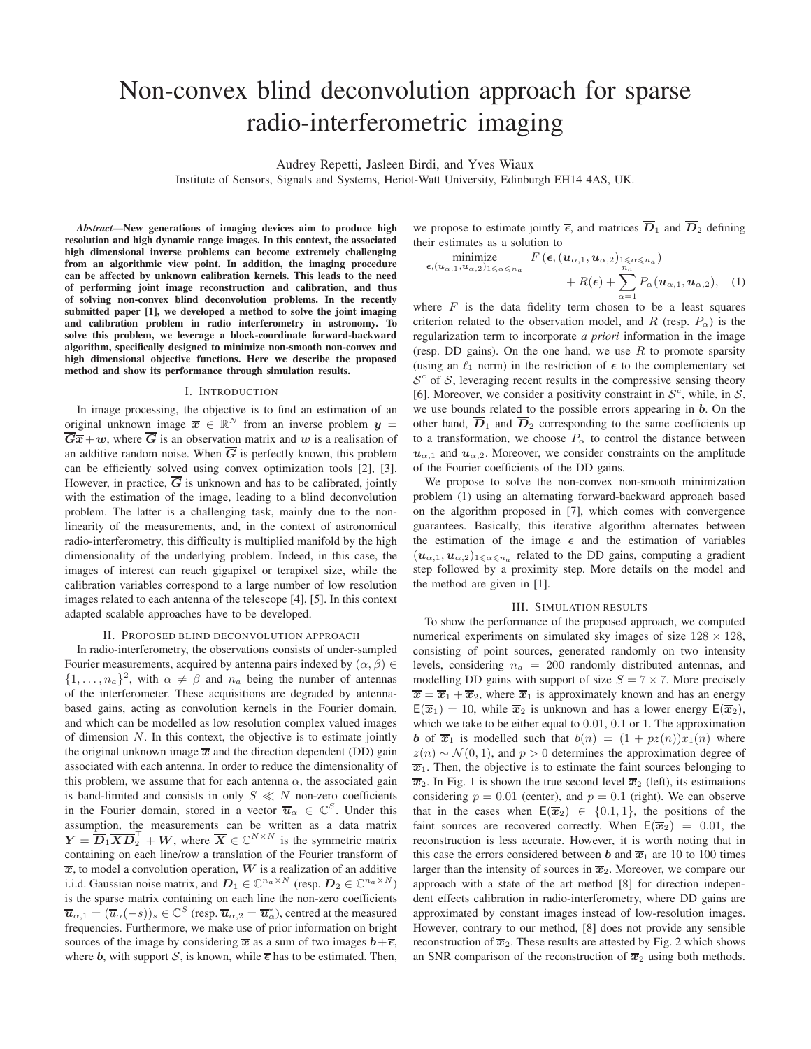# Non-convex blind deconvolution approach for sparse radio-interferometric imaging

Audrey Repetti, Jasleen Birdi, and Yves Wiaux

Institute of Sensors, Signals and Systems, Heriot-Watt University, Edinburgh EH14 4AS, UK.

***Abstract*—New generations of imaging devices aim to produce high resolution and high dynamic range images. In this context, the associated high dimensional inverse problems can become extremely challenging from an algorithmic view point. In addition, the imaging procedure can be affected by unknown calibration kernels. This leads to the need of performing joint image reconstruction and calibration, and thus of solving non-convex blind deconvolution problems. In the recently submitted paper [1], we developed a method to solve the joint imaging and calibration problem in radio interferometry in astronomy. To solve this problem, we leverage a block-coordinate forward-backward algorithm, specifically designed to minimize non-smooth non-convex and high dimensional objective functions. Here we describe the proposed method and show its performance through simulation results.**

## I. Introduction

In image processing, the objective is to find an estimation of an original unknown image $\overline{x} \in \mathbb{R}^N$ from an inverse problem $y = \overline{G}\overline{x} + w$, where $\overline{G}$ is an observation matrix and $w$ is a realisation of an additive random noise. When $\overline{G}$ is perfectly known, this problem can be efficiently solved using convex optimization tools [2], [3]. However, in practice, $\overline{G}$ is unknown and has to be calibrated, jointly with the estimation of the image, leading to a blind deconvolution problem. The latter is a challenging task, mainly due to the non-linearity of the measurements, and, in the context of astronomical radio-interferometry, this difficulty is multiplied manifold by the high dimensionality of the underlying problem. Indeed, in this case, the images of interest can reach gigapixel or terapixel size, while the calibration variables correspond to a large number of low resolution images related to each antenna of the telescope [4], [5]. In this context adapted scalable approaches have to be developed.

## II. Proposed blind deconvolution approach

In radio-interferometry, the observations consists of under-sampled Fourier measurements, acquired by antenna pairs indexed by $(\alpha, \beta) \in \{1, \ldots, n_a\}^2$, with $\alpha \neq \beta$ and $n_a$ being the number of antennas of the interferometer. These acquisitions are degraded by antenna-based gains, acting as convolution kernels in the Fourier domain, and which can be modelled as low resolution complex valued images of dimension $N$. In this context, the objective is to estimate jointly the original unknown image $\overline{x}$ and the direction dependent (DD) gain associated with each antenna. In order to reduce the dimensionality of this problem, we assume that for each antenna $\alpha$, the associated gain is band-limited and consists in only $S \ll N$ non-zero coefficients in the Fourier domain, stored in a vector $\overline{u}_\alpha \in \mathbb{C}^S$. Under this assumption, the measurements can be written as a data matrix $Y = \overline{D}_1 \overline{X} \overline{D}_2^\top + W$, where $\overline{X} \in \mathbb{C}^{N \times N}$ is the symmetric matrix containing on each line/row a translation of the Fourier transform of $\overline{x}$, to model a convolution operation, $W$ is a realization of an additive i.i.d. Gaussian noise matrix, and $\overline{D}_1 \in \mathbb{C}^{n_a \times N}$ (resp. $\overline{D}_2 \in \mathbb{C}^{n_a \times N}$) is the sparse matrix containing on each line the non-zero coefficients $\overline{u}_{\alpha,1} = (\overline{u}_\alpha(-s))_s \in \mathbb{C}^S$ (resp. $\overline{u}_{\alpha,2} = \overline{u}_\alpha^*$), centred at the measured frequencies. Furthermore, we make use of prior information on bright sources of the image by considering $\overline{x}$ as a sum of two images $b + \overline{\epsilon}$, where $b$, with support $\mathcal{S}$, is known, while $\overline{\epsilon}$ has to be estimated. Then, we propose to estimate jointly $\overline{\epsilon}$, and matrices $\overline{D}_1$ and $\overline{D}_2$ defining their estimates as a solution to

$$
\underset{\epsilon, (u_{\alpha,1}, u_{\alpha,2})_{1 \leqslant \alpha \leqslant n_a}}{\text{minimize}} \quad F\big(\epsilon, (u_{\alpha,1}, u_{\alpha,2})_{1 \leqslant \alpha \leqslant n_a}\big) + R(\epsilon) + \sum_{\alpha=1}^{n_a} P_\alpha(u_{\alpha,1}, u_{\alpha,2}), \quad (1)
$$

where $F$ is the data fidelity term chosen to be a least squares criterion related to the observation model, and $R$ (resp. $P_\alpha$) is the regularization term to incorporate *a priori* information in the image (resp. DD gains). On the one hand, we use $R$ to promote sparsity (using an $\ell_1$ norm) in the restriction of $\epsilon$ to the complementary set $\mathcal{S}^c$ of $\mathcal{S}$, leveraging recent results in the compressive sensing theory [6]. Moreover, we consider a positivity constraint in $\mathcal{S}^c$, while, in $\mathcal{S}$, we use bounds related to the possible errors appearing in $b$. On the other hand, $\overline{D}_1$ and $\overline{D}_2$ corresponding to the same coefficients up to a transformation, we choose $P_\alpha$ to control the distance between $u_{\alpha,1}$ and $u_{\alpha,2}$. Moreover, we consider constraints on the amplitude of the Fourier coefficients of the DD gains.

We propose to solve the non-convex non-smooth minimization problem (1) using an alternating forward-backward approach based on the algorithm proposed in [7], which comes with convergence guarantees. Basically, this iterative algorithm alternates between the estimation of the image $\epsilon$ and the estimation of variables $(u_{\alpha,1}, u_{\alpha,2})_{1 \leqslant \alpha \leqslant n_a}$ related to the DD gains, computing a gradient step followed by a proximity step. More details on the model and the method are given in [1].

## III. Simulation results

To show the performance of the proposed approach, we computed numerical experiments on simulated sky images of size $128 \times 128$, consisting of point sources, generated randomly on two intensity levels, considering $n_a = 200$ randomly distributed antennas, and modelling DD gains with support of size $S = 7 \times 7$. More precisely $\overline{x} = \overline{x}_1 + \overline{x}_2$, where $\overline{x}_1$ is approximately known and has an energy $\mathsf{E}(\overline{x}_1) = 10$, while $\overline{x}_2$ is unknown and has a lower energy $\mathsf{E}(\overline{x}_2)$, which we take to be either equal to 0.01, 0.1 or 1. The approximation $b$ of $\overline{x}_1$ is modelled such that $b(n) = (1 + pz(n))x_1(n)$ where $z(n) \sim \mathcal{N}(0, 1)$, and $p > 0$ determines the approximation degree of $\overline{x}_1$. Then, the objective is to estimate the faint sources belonging to $\overline{x}_2$. In Fig. 1 is shown the true second level $\overline{x}_2$ (left), its estimations considering $p = 0.01$ (center), and $p = 0.1$ (right). We can observe that in the cases when $\mathsf{E}(\overline{x}_2) \in \{0.1, 1\}$, the positions of the faint sources are recovered correctly. When $\mathsf{E}(\overline{x}_2) = 0.01$, the reconstruction is less accurate. However, it is worth noting that in this case the errors considered between $b$ and $\overline{x}_1$ are 10 to 100 times larger than the intensity of sources in $\overline{x}_2$. Moreover, we compare our approach with a state of the art method [8] for direction independent effects calibration in radio-interferometry, where DD gains are approximated by constant images instead of low-resolution images. However, contrary to our method, [8] does not provide any sensible reconstruction of $\overline{x}_2$. These results are attested by Fig. 2 which shows an SNR comparison of the reconstruction of $\overline{x}_2$ using both methods.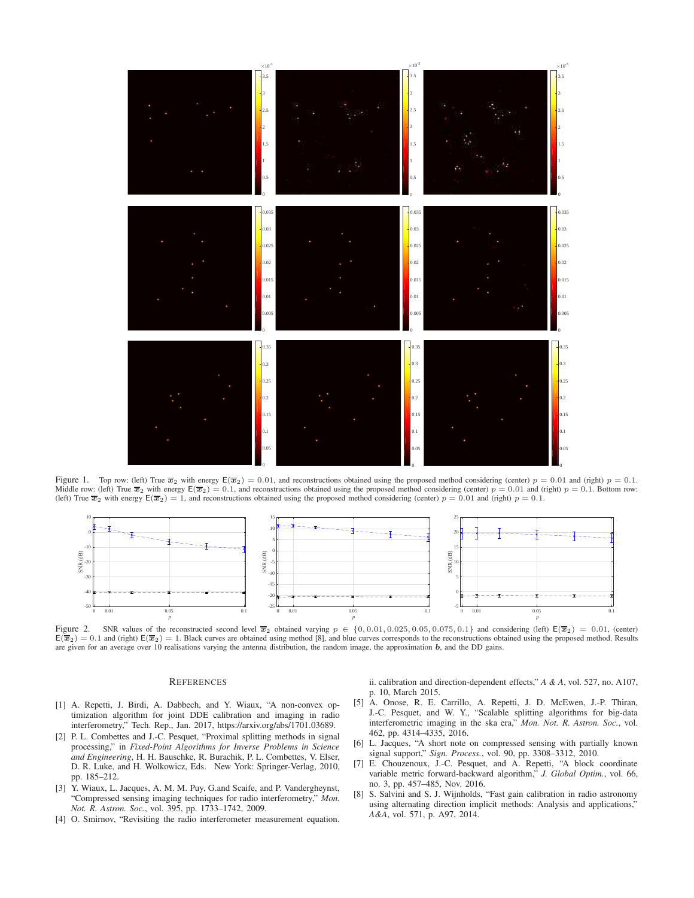$\times 10^{-3}$

3.5
3
2.5
2
1.5
1
0.5
0

0.035
0.03
0.025
0.02
0.015
0.01
0.005
0

0.35
0.3
0.25
0.2
0.15
0.1
0.05
0

Figure 1. Top row: (left) True $\overline{x}_2$ with energy $\mathsf{E}(\overline{x}_2) = 0.01$, and reconstructions obtained using the proposed method considering (center) $p = 0.01$ and (right) $p = 0.1$. Middle row: (left) True $\overline{x}_2$ with energy $\mathsf{E}(\overline{x}_2) = 0.1$, and reconstructions obtained using the proposed method considering (center) $p = 0.01$ and (right) $p = 0.1$. Bottom row: (left) True $\overline{x}_2$ with energy $\mathsf{E}(\overline{x}_2) = 1$, and reconstructions obtained using the proposed method considering (center) $p = 0.01$ and (right) $p = 0.1$.

SNR (dB)

$p$

0 0.01 0.05 0.1

Figure 2. SNR values of the reconstructed second level $\overline{x}_2$ obtained varying $p \in \{0, 0.01, 0.025, 0.05, 0.075, 0.1\}$ and considering (left) $\mathsf{E}(\overline{x}_2) = 0.01$, (center) $\mathsf{E}(\overline{x}_2) = 0.1$ and (right) $\mathsf{E}(\overline{x}_2) = 1$. Black curves are obtained using method [8], and blue curves corresponds to the reconstructions obtained using the proposed method. Results are given for an average over 10 realisations varying the antenna distribution, the random image, the approximation $\boldsymbol{b}$, and the DD gains.

## References

[1] A. Repetti, J. Birdi, A. Dabbech, and Y. Wiaux, "A non-convex optimization algorithm for joint DDE calibration and imaging in radio interferometry," Tech. Rep., Jan. 2017, https://arxiv.org/abs/1701.03689.

[2] P. L. Combettes and J.-C. Pesquet, "Proximal splitting methods in signal processing," in *Fixed-Point Algorithms for Inverse Problems in Science and Engineering*, H. H. Bauschke, R. Burachik, P. L. Combettes, V. Elser, D. R. Luke, and H. Wolkowicz, Eds. New York: Springer-Verlag, 2010, pp. 185–212.

[3] Y. Wiaux, L. Jacques, A. M. M. Puy, G.and Scaife, and P. Vandergheynst, "Compressed sensing imaging techniques for radio interferometry," *Mon. Not. R. Astron. Soc.*, vol. 395, pp. 1733–1742, 2009.

[4] O. Smirnov, "Revisiting the radio interferometer measurement equation. ii. calibration and direction-dependent effects," *A & A*, vol. 527, no. A107, p. 10, March 2015.

[5] A. Onose, R. E. Carrillo, A. Repetti, J. D. McEwen, J.-P. Thiran, J.-C. Pesquet, and W. Y., "Scalable splitting algorithms for big-data interferometric imaging in the ska era," *Mon. Not. R. Astron. Soc.*, vol. 462, pp. 4314–4335, 2016.

[6] L. Jacques, "A short note on compressed sensing with partially known signal support," *Sign. Process.*, vol. 90, pp. 3308–3312, 2010.

[7] E. Chouzenoux, J.-C. Pesquet, and A. Repetti, "A block coordinate variable metric forward-backward algorithm," *J. Global Optim.*, vol. 66, no. 3, pp. 457–485, Nov. 2016.

[8] S. Salvini and S. J. Wijnholds, "Fast gain calibration in radio astronomy using alternating direction implicit methods: Analysis and applications," *A&A*, vol. 571, p. A97, 2014.